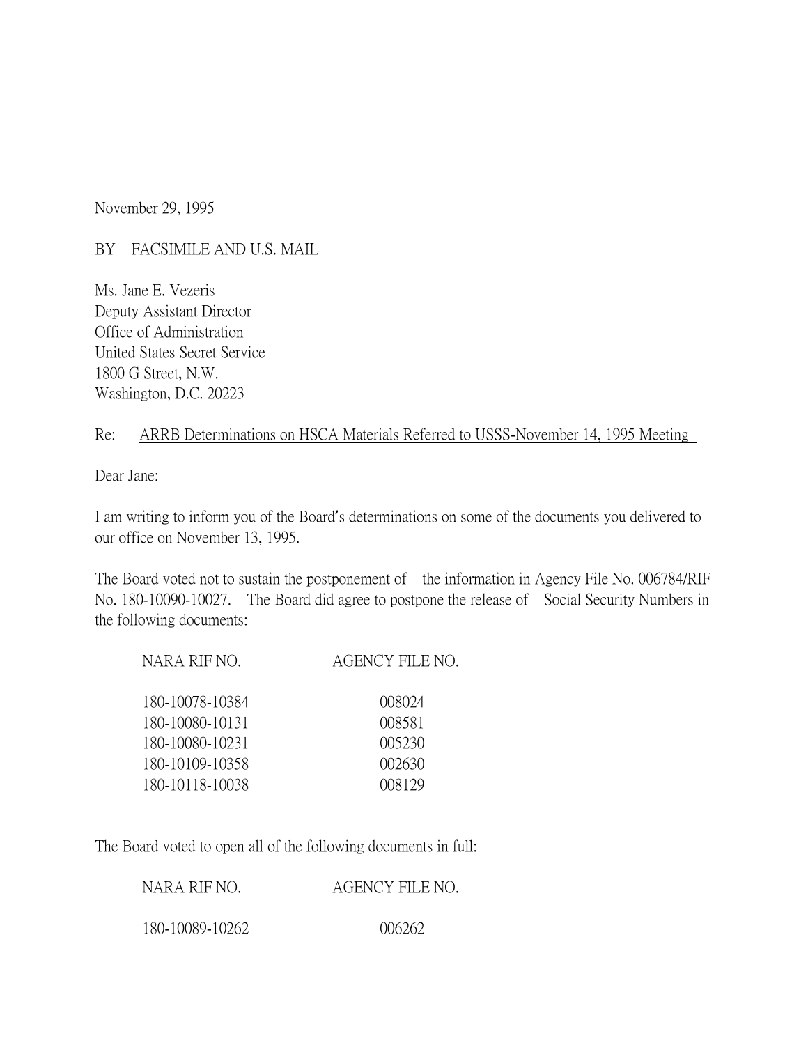November 29, 1995

BY FACSIMILE AND U.S. MAIL

Ms. Jane E. Vezeris
Deputy Assistant Director
Office of Administration
United States Secret Service
1800 G Street, N.W.
Washington, D.C. 20223

Re: ARRB Determinations on HSCA Materials Referred to USSS-November 14, 1995 Meeting

Dear Jane:

I am writing to inform you of the Board's determinations on some of the documents you delivered to our office on November 13, 1995.

The Board voted not to sustain the postponement of the information in Agency File No. 006784/RIF No. 180-10090-10027. The Board did agree to postpone the release of Social Security Numbers in the following documents:

| NARA RIF NO. | AGENCY FILE NO. |
|---|---|
| 180-10078-10384 | 008024 |
| 180-10080-10131 | 008581 |
| 180-10080-10231 | 005230 |
| 180-10109-10358 | 002630 |
| 180-10118-10038 | 008129 |

The Board voted to open all of the following documents in full:

| NARA RIF NO. | AGENCY FILE NO. |
|---|---|
| 180-10089-10262 | 006262 |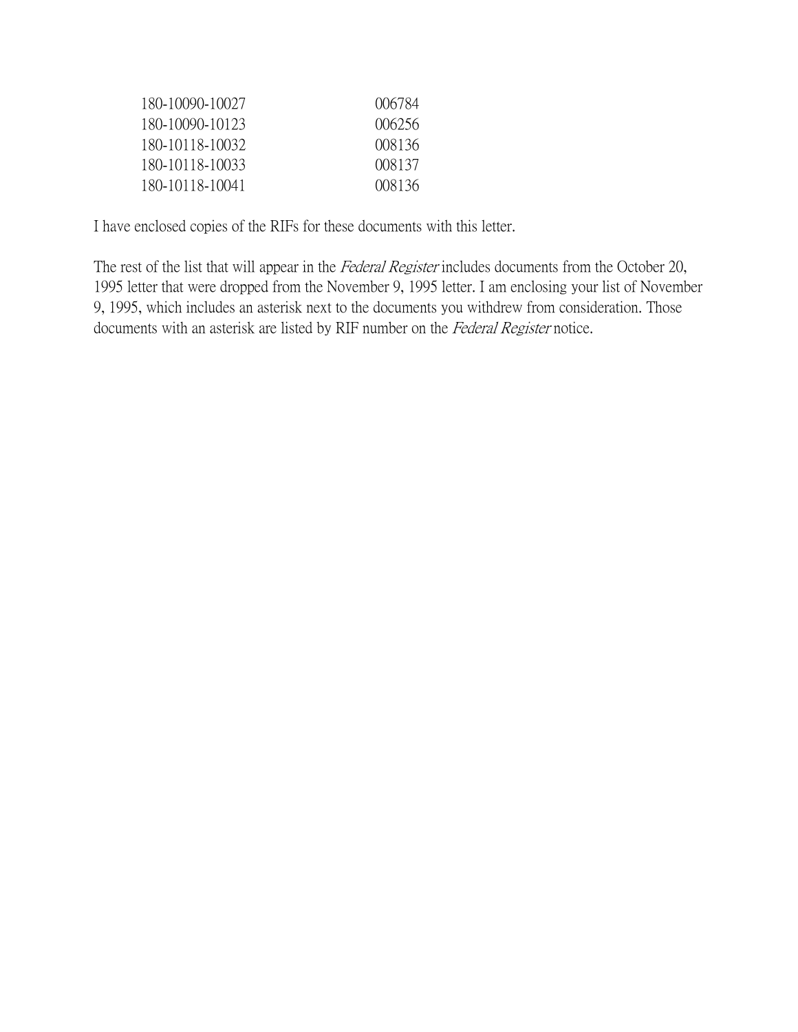| | |
|---|---|
| 180-10090-10027 | 006784 |
| 180-10090-10123 | 006256 |
| 180-10118-10032 | 008136 |
| 180-10118-10033 | 008137 |
| 180-10118-10041 | 008136 |

I have enclosed copies of the RIFs for these documents with this letter.

The rest of the list that will appear in the *Federal Register* includes documents from the October 20, 1995 letter that were dropped from the November 9, 1995 letter. I am enclosing your list of November 9, 1995, which includes an asterisk next to the documents you withdrew from consideration. Those documents with an asterisk are listed by RIF number on the *Federal Register* notice.